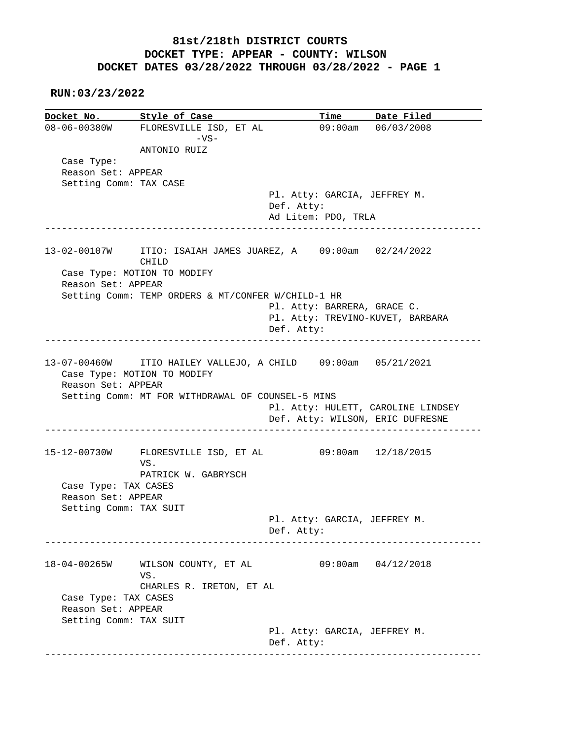# 81st/218th DISTRICT COURTS
## DOCKET TYPE: APPEAR - COUNTY: WILSON
## DOCKET DATES 03/28/2022 THROUGH 03/28/2022 - PAGE 1

**RUN:03/23/2022**

| Docket No. | Style of Case | Time | Date Filed |
|---|---|---|---|
| 08-06-00380W | FLORESVILLE ISD, ET AL -VS- ANTONIO RUIZ | 09:00am | 06/03/2008 |

Case Type:
Reason Set: APPEAR
Setting Comm: TAX CASE
Pl. Atty: GARCIA, JEFFREY M.
Def. Atty:
Ad Litem: PDO, TRLA

---

| Docket No. | Style of Case | Time | Date Filed |
|---|---|---|---|
| 13-02-00107W | ITIO: ISAIAH JAMES JUAREZ, A CHILD | 09:00am | 02/24/2022 |

Case Type: MOTION TO MODIFY
Reason Set: APPEAR
Setting Comm: TEMP ORDERS & MT/CONFER W/CHILD-1 HR
Pl. Atty: BARRERA, GRACE C.
Pl. Atty: TREVINO-KUVET, BARBARA
Def. Atty:

---

| Docket No. | Style of Case | Time | Date Filed |
|---|---|---|---|
| 13-07-00460W | ITIO HAILEY VALLEJO, A CHILD | 09:00am | 05/21/2021 |

Case Type: MOTION TO MODIFY
Reason Set: APPEAR
Setting Comm: MT FOR WITHDRAWAL OF COUNSEL-5 MINS
Pl. Atty: HULETT, CAROLINE LINDSEY
Def. Atty: WILSON, ERIC DUFRESNE

---

| Docket No. | Style of Case | Time | Date Filed |
|---|---|---|---|
| 15-12-00730W | FLORESVILLE ISD, ET AL VS. PATRICK W. GABRYSCH | 09:00am | 12/18/2015 |

Case Type: TAX CASES
Reason Set: APPEAR
Setting Comm: TAX SUIT
Pl. Atty: GARCIA, JEFFREY M.
Def. Atty:

---

| Docket No. | Style of Case | Time | Date Filed |
|---|---|---|---|
| 18-04-00265W | WILSON COUNTY, ET AL VS. CHARLES R. IRETON, ET AL | 09:00am | 04/12/2018 |

Case Type: TAX CASES
Reason Set: APPEAR
Setting Comm: TAX SUIT
Pl. Atty: GARCIA, JEFFREY M.
Def. Atty:

---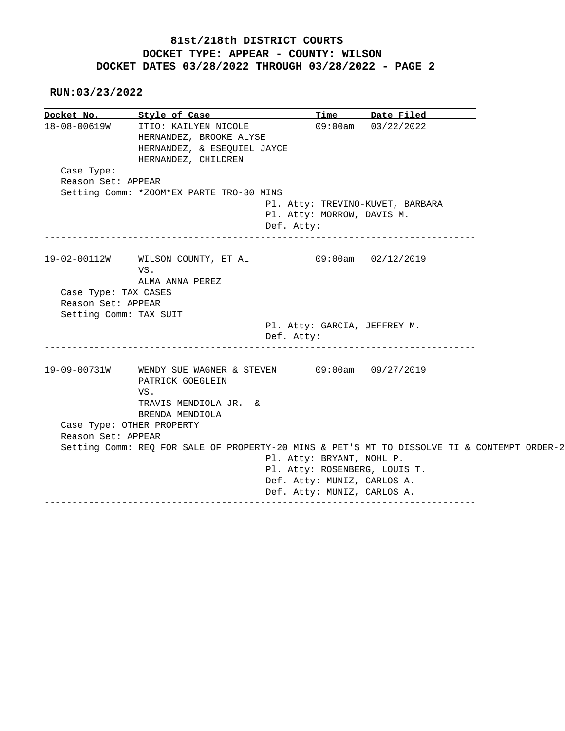# 81st/218th DISTRICT COURTS
## DOCKET TYPE: APPEAR - COUNTY: WILSON
## DOCKET DATES 03/28/2022 THROUGH 03/28/2022 - PAGE 2

**RUN:03/23/2022**

```
Docket No.      Style of Case                     Time      Date Filed
18-08-00619W    ITIO: KAILYEN NICOLE              09:00am   03/22/2022
                HERNANDEZ, BROOKE ALYSE
                HERNANDEZ, & ESEQUIEL JAYCE
                HERNANDEZ, CHILDREN
  Case Type:
  Reason Set: APPEAR
  Setting Comm: *ZOOM*EX PARTE TRO-30 MINS
                                       Pl. Atty: TREVINO-KUVET, BARBARA
                                       Pl. Atty: MORROW, DAVIS M.
                                       Def. Atty:
------------------------------------------------------------------------------

19-02-00112W    WILSON COUNTY, ET AL              09:00am   02/12/2019
                VS.
                ALMA ANNA PEREZ
  Case Type: TAX CASES
  Reason Set: APPEAR
  Setting Comm: TAX SUIT
                                       Pl. Atty: GARCIA, JEFFREY M.
                                       Def. Atty:
------------------------------------------------------------------------------

19-09-00731W    WENDY SUE WAGNER & STEVEN         09:00am   09/27/2019
                PATRICK GOEGLEIN
                VS.
                TRAVIS MENDIOLA JR.  &
                BRENDA MENDIOLA
  Case Type: OTHER PROPERTY
  Reason Set: APPEAR
  Setting Comm: REQ FOR SALE OF PROPERTY-20 MINS & PET'S MT TO DISSOLVE TI & CONTEMPT ORDER-2
                                       Pl. Atty: BRYANT, NOHL P.
                                       Pl. Atty: ROSENBERG, LOUIS T.
                                       Def. Atty: MUNIZ, CARLOS A.
                                       Def. Atty: MUNIZ, CARLOS A.
------------------------------------------------------------------------------
```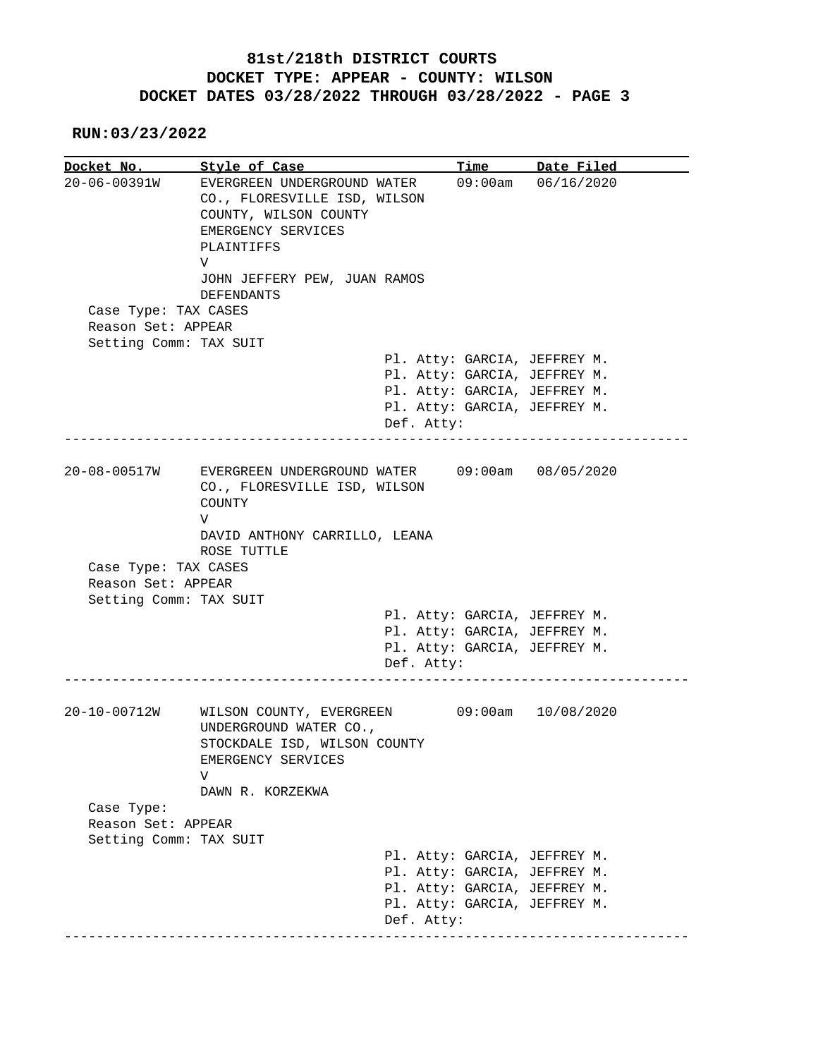# 81st/218th DISTRICT COURTS

## DOCKET TYPE: APPEAR - COUNTY: WILSON

## DOCKET DATES 03/28/2022 THROUGH 03/28/2022 - PAGE 3

**RUN:03/23/2022**

| Docket No. | Style of Case | Time | Date Filed |
|---|---|---|---|
| 20-06-00391W | EVERGREEN UNDERGROUND WATER CO., FLORESVILLE ISD, WILSON COUNTY, WILSON COUNTY EMERGENCY SERVICES PLAINTIFFS V JOHN JEFFERY PEW, JUAN RAMOS DEFENDANTS | 09:00am | 06/16/2020 |

Case Type: TAX CASES
Reason Set: APPEAR
Setting Comm: TAX SUIT

Pl. Atty: GARCIA, JEFFREY M.
Pl. Atty: GARCIA, JEFFREY M.
Pl. Atty: GARCIA, JEFFREY M.
Pl. Atty: GARCIA, JEFFREY M.
Def. Atty:

---

| Docket No. | Style of Case | Time | Date Filed |
|---|---|---|---|
| 20-08-00517W | EVERGREEN UNDERGROUND WATER CO., FLORESVILLE ISD, WILSON COUNTY V DAVID ANTHONY CARRILLO, LEANA ROSE TUTTLE | 09:00am | 08/05/2020 |

Case Type: TAX CASES
Reason Set: APPEAR
Setting Comm: TAX SUIT

Pl. Atty: GARCIA, JEFFREY M.
Pl. Atty: GARCIA, JEFFREY M.
Pl. Atty: GARCIA, JEFFREY M.
Def. Atty:

---

| Docket No. | Style of Case | Time | Date Filed |
|---|---|---|---|
| 20-10-00712W | WILSON COUNTY, EVERGREEN UNDERGROUND WATER CO., STOCKDALE ISD, WILSON COUNTY EMERGENCY SERVICES V DAWN R. KORZEKWA | 09:00am | 10/08/2020 |

Case Type:
Reason Set: APPEAR
Setting Comm: TAX SUIT

Pl. Atty: GARCIA, JEFFREY M.
Pl. Atty: GARCIA, JEFFREY M.
Pl. Atty: GARCIA, JEFFREY M.
Pl. Atty: GARCIA, JEFFREY M.
Def. Atty:

---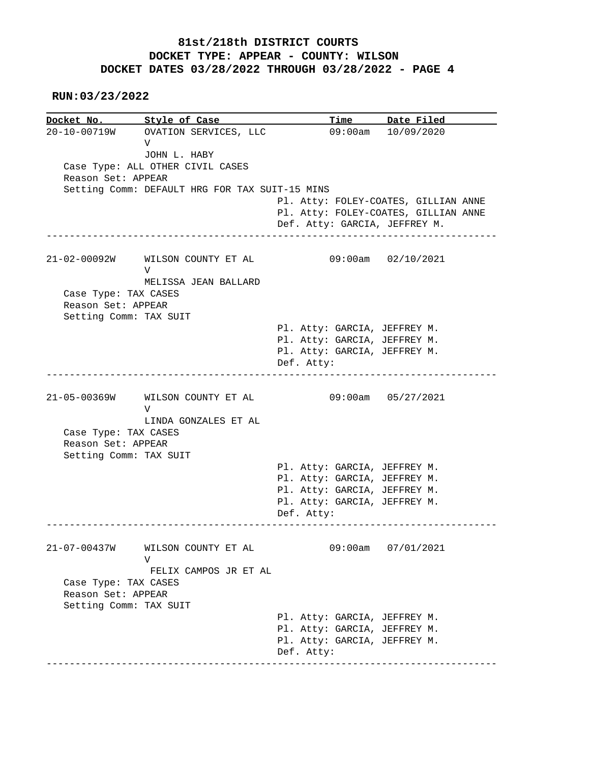# 81st/218th DISTRICT COURTS
## DOCKET TYPE: APPEAR - COUNTY: WILSON
## DOCKET DATES 03/28/2022 THROUGH 03/28/2022 - PAGE 4

**RUN:03/23/2022**

| Docket No. | Style of Case | Time | Date Filed |
|---|---|---|---|
| 20-10-00719W | OVATION SERVICES, LLC V JOHN L. HABY | 09:00am | 10/09/2020 |

Case Type: ALL OTHER CIVIL CASES
Reason Set: APPEAR
Setting Comm: DEFAULT HRG FOR TAX SUIT-15 MINS

Pl. Atty: FOLEY-COATES, GILLIAN ANNE
Pl. Atty: FOLEY-COATES, GILLIAN ANNE
Def. Atty: GARCIA, JEFFREY M.

---

| Docket No. | Style of Case | Time | Date Filed |
|---|---|---|---|
| 21-02-00092W | WILSON COUNTY ET AL V MELISSA JEAN BALLARD | 09:00am | 02/10/2021 |

Case Type: TAX CASES
Reason Set: APPEAR
Setting Comm: TAX SUIT

Pl. Atty: GARCIA, JEFFREY M.
Pl. Atty: GARCIA, JEFFREY M.
Pl. Atty: GARCIA, JEFFREY M.
Def. Atty:

---

| Docket No. | Style of Case | Time | Date Filed |
|---|---|---|---|
| 21-05-00369W | WILSON COUNTY ET AL V LINDA GONZALES ET AL | 09:00am | 05/27/2021 |

Case Type: TAX CASES
Reason Set: APPEAR
Setting Comm: TAX SUIT

Pl. Atty: GARCIA, JEFFREY M.
Pl. Atty: GARCIA, JEFFREY M.
Pl. Atty: GARCIA, JEFFREY M.
Pl. Atty: GARCIA, JEFFREY M.
Def. Atty:

---

| Docket No. | Style of Case | Time | Date Filed |
|---|---|---|---|
| 21-07-00437W | WILSON COUNTY ET AL V FELIX CAMPOS JR ET AL | 09:00am | 07/01/2021 |

Case Type: TAX CASES
Reason Set: APPEAR
Setting Comm: TAX SUIT

Pl. Atty: GARCIA, JEFFREY M.
Pl. Atty: GARCIA, JEFFREY M.
Pl. Atty: GARCIA, JEFFREY M.
Def. Atty:

---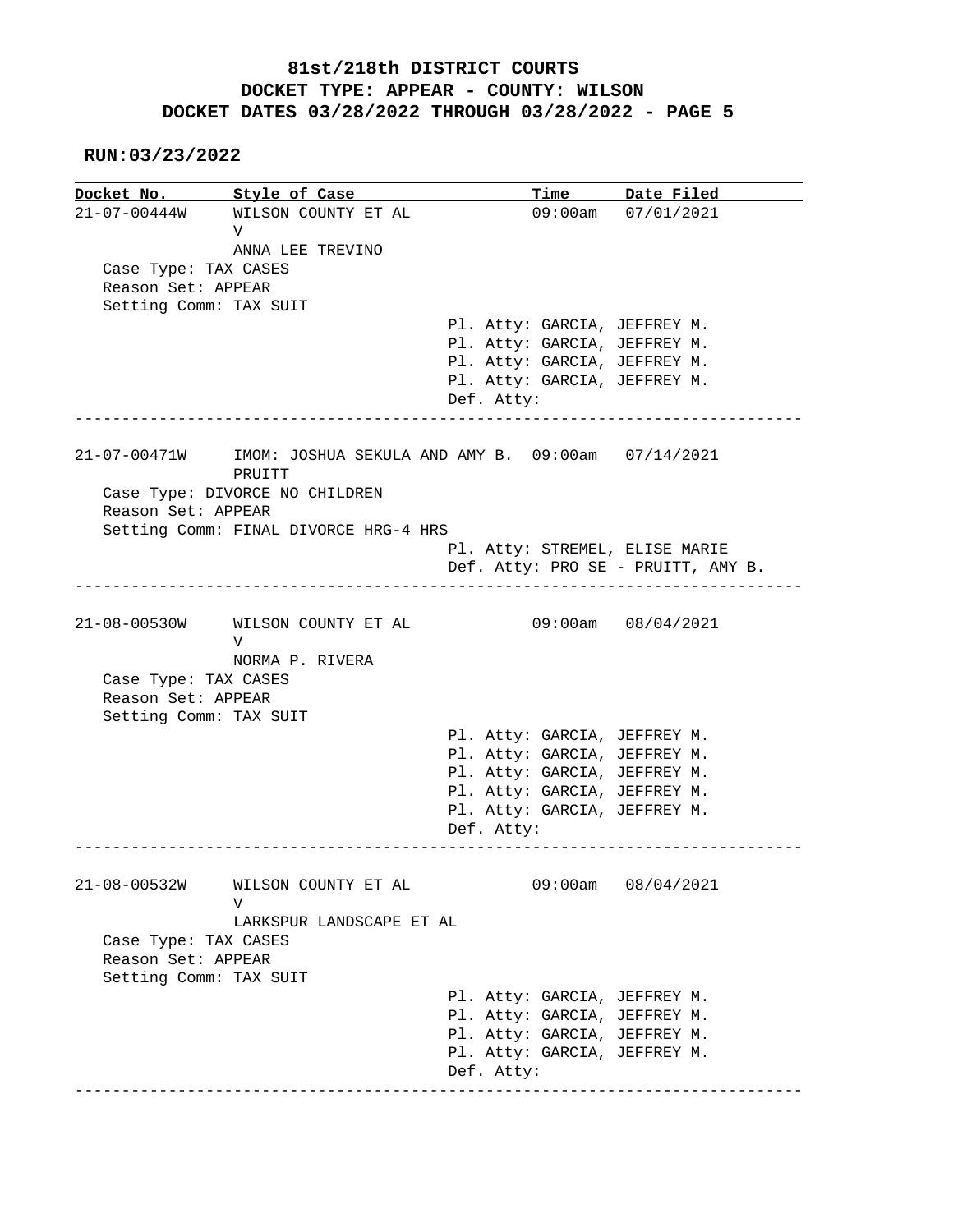# 81st/218th DISTRICT COURTS
## DOCKET TYPE: APPEAR - COUNTY: WILSON
## DOCKET DATES 03/28/2022 THROUGH 03/28/2022 - PAGE 5

**RUN:03/23/2022**

| Docket No. | Style of Case | Time | Date Filed |
|---|---|---|---|
| 21-07-00444W | WILSON COUNTY ET AL V ANNA LEE TREVINO | 09:00am | 07/01/2021 |

Case Type: TAX CASES
Reason Set: APPEAR
Setting Comm: TAX SUIT

Pl. Atty: GARCIA, JEFFREY M.
Pl. Atty: GARCIA, JEFFREY M.
Pl. Atty: GARCIA, JEFFREY M.
Pl. Atty: GARCIA, JEFFREY M.
Def. Atty:

---

| Docket No. | Style of Case | Time | Date Filed |
|---|---|---|---|
| 21-07-00471W | IMOM: JOSHUA SEKULA AND AMY B. PRUITT | 09:00am | 07/14/2021 |

Case Type: DIVORCE NO CHILDREN
Reason Set: APPEAR
Setting Comm: FINAL DIVORCE HRG-4 HRS

Pl. Atty: STREMEL, ELISE MARIE
Def. Atty: PRO SE - PRUITT, AMY B.

---

| Docket No. | Style of Case | Time | Date Filed |
|---|---|---|---|
| 21-08-00530W | WILSON COUNTY ET AL V NORMA P. RIVERA | 09:00am | 08/04/2021 |

Case Type: TAX CASES
Reason Set: APPEAR
Setting Comm: TAX SUIT

Pl. Atty: GARCIA, JEFFREY M.
Pl. Atty: GARCIA, JEFFREY M.
Pl. Atty: GARCIA, JEFFREY M.
Pl. Atty: GARCIA, JEFFREY M.
Pl. Atty: GARCIA, JEFFREY M.
Def. Atty:

---

| Docket No. | Style of Case | Time | Date Filed |
|---|---|---|---|
| 21-08-00532W | WILSON COUNTY ET AL V LARKSPUR LANDSCAPE ET AL | 09:00am | 08/04/2021 |

Case Type: TAX CASES
Reason Set: APPEAR
Setting Comm: TAX SUIT

Pl. Atty: GARCIA, JEFFREY M.
Pl. Atty: GARCIA, JEFFREY M.
Pl. Atty: GARCIA, JEFFREY M.
Pl. Atty: GARCIA, JEFFREY M.
Def. Atty:

---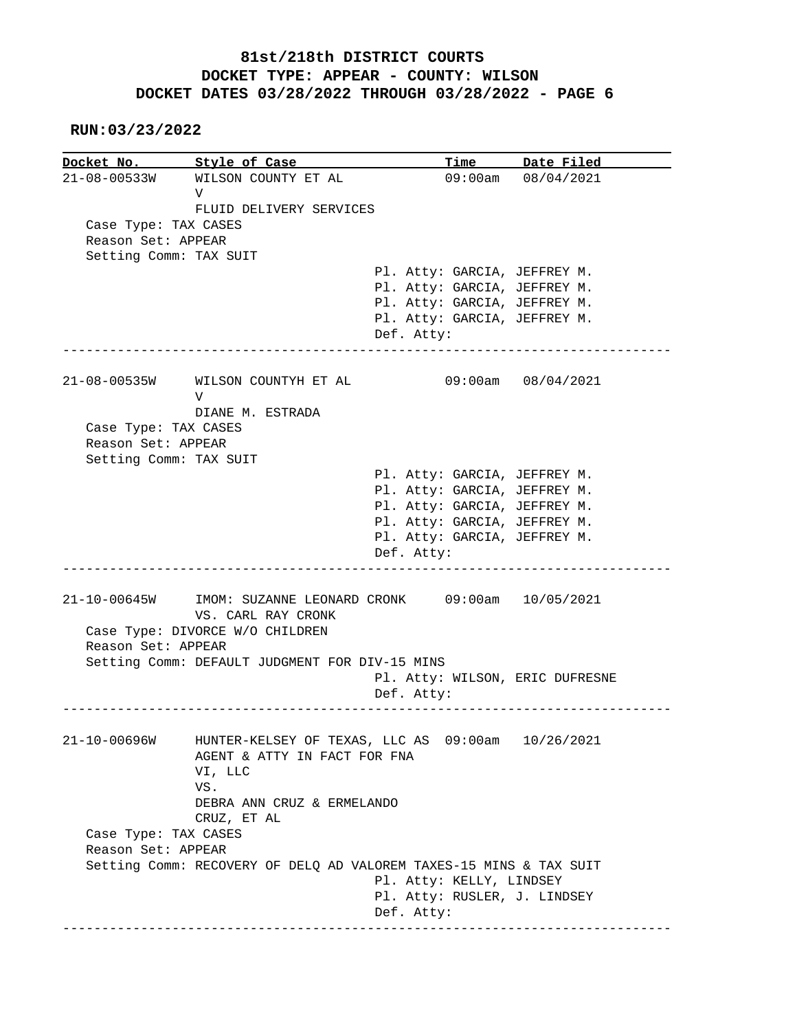# 81st/218th DISTRICT COURTS
## DOCKET TYPE: APPEAR - COUNTY: WILSON
## DOCKET DATES 03/28/2022 THROUGH 03/28/2022 - PAGE 6

**RUN:03/23/2022**

| Docket No. | Style of Case | Time | Date Filed |
|---|---|---|---|

**21-08-00533W** WILSON COUNTY ET AL V FLUID DELIVERY SERVICES — 09:00am — 08/04/2021

- Case Type: TAX CASES
- Reason Set: APPEAR
- Setting Comm: TAX SUIT
- Pl. Atty: GARCIA, JEFFREY M.
- Pl. Atty: GARCIA, JEFFREY M.
- Pl. Atty: GARCIA, JEFFREY M.
- Pl. Atty: GARCIA, JEFFREY M.
- Def. Atty:

---

**21-08-00535W** WILSON COUNTYH ET AL V DIANE M. ESTRADA — 09:00am — 08/04/2021

- Case Type: TAX CASES
- Reason Set: APPEAR
- Setting Comm: TAX SUIT
- Pl. Atty: GARCIA, JEFFREY M.
- Pl. Atty: GARCIA, JEFFREY M.
- Pl. Atty: GARCIA, JEFFREY M.
- Pl. Atty: GARCIA, JEFFREY M.
- Pl. Atty: GARCIA, JEFFREY M.
- Def. Atty:

---

**21-10-00645W** IMOM: SUZANNE LEONARD CRONK VS. CARL RAY CRONK — 09:00am — 10/05/2021

- Case Type: DIVORCE W/O CHILDREN
- Reason Set: APPEAR
- Setting Comm: DEFAULT JUDGMENT FOR DIV-15 MINS
- Pl. Atty: WILSON, ERIC DUFRESNE
- Def. Atty:

---

**21-10-00696W** HUNTER-KELSEY OF TEXAS, LLC AS AGENT & ATTY IN FACT FOR FNA VI, LLC VS. DEBRA ANN CRUZ & ERMELANDO CRUZ, ET AL — 09:00am — 10/26/2021

- Case Type: TAX CASES
- Reason Set: APPEAR
- Setting Comm: RECOVERY OF DELQ AD VALOREM TAXES-15 MINS & TAX SUIT
- Pl. Atty: KELLY, LINDSEY
- Pl. Atty: RUSLER, J. LINDSEY
- Def. Atty:

---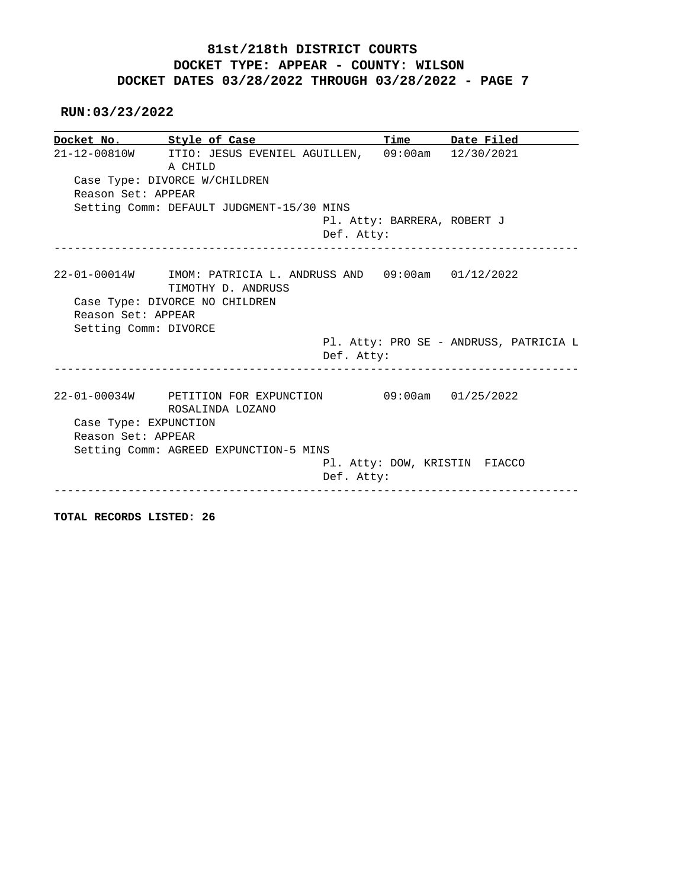# 81st/218th DISTRICT COURTS
## DOCKET TYPE: APPEAR - COUNTY: WILSON
## DOCKET DATES 03/28/2022 THROUGH 03/28/2022 - PAGE 7

**RUN:03/23/2022**

| Docket No. | Style of Case | Time | Date Filed |
|---|---|---|---|
| 21-12-00810W | ITIO: JESUS EVENIEL AGUILLEN, A CHILD | 09:00am | 12/30/2021 |

Case Type: DIVORCE W/CHILDREN
Reason Set: APPEAR
Setting Comm: DEFAULT JUDGMENT-15/30 MINS
Pl. Atty: BARRERA, ROBERT J
Def. Atty:

---

| Docket No. | Style of Case | Time | Date Filed |
|---|---|---|---|
| 22-01-00014W | IMOM: PATRICIA L. ANDRUSS AND TIMOTHY D. ANDRUSS | 09:00am | 01/12/2022 |

Case Type: DIVORCE NO CHILDREN
Reason Set: APPEAR
Setting Comm: DIVORCE
Pl. Atty: PRO SE - ANDRUSS, PATRICIA L
Def. Atty:

---

| Docket No. | Style of Case | Time | Date Filed |
|---|---|---|---|
| 22-01-00034W | PETITION FOR EXPUNCTION ROSALINDA LOZANO | 09:00am | 01/25/2022 |

Case Type: EXPUNCTION
Reason Set: APPEAR
Setting Comm: AGREED EXPUNCTION-5 MINS
Pl. Atty: DOW, KRISTIN FIACCO
Def. Atty:

---

**TOTAL RECORDS LISTED: 26**